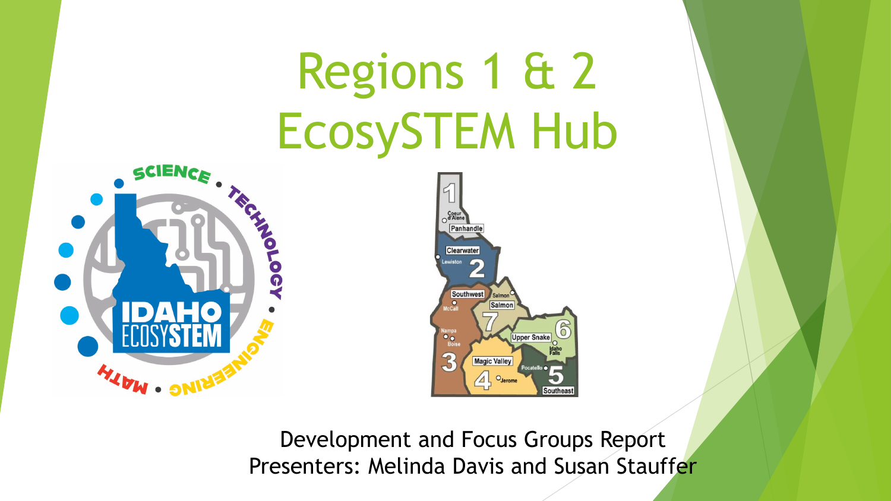# Regions 1 & 2 EcosySTEM Hub

Development and Focus Groups Report

Presenters: Melinda Davis and Susan Stauffer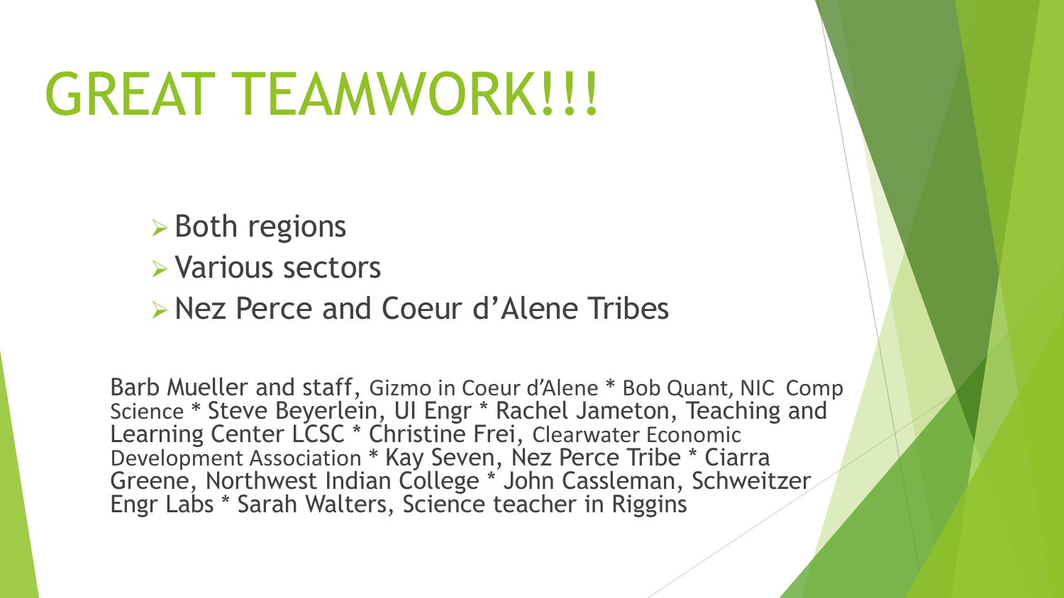# GREAT TEAMWORK!!!

- Both regions
- Various sectors
- Nez Perce and Coeur d'Alene Tribes

Barb Mueller and staff, Gizmo in Coeur d'Alene * Bob Quant, NIC Comp Science * Steve Beyerlein, UI Engr * Rachel Jameton, Teaching and Learning Center LCSC * Christine Frei, Clearwater Economic Development Association * Kay Seven, Nez Perce Tribe * Ciarra Greene, Northwest Indian College * John Cassleman, Schweitzer Engr Labs * Sarah Walters, Science teacher in Riggins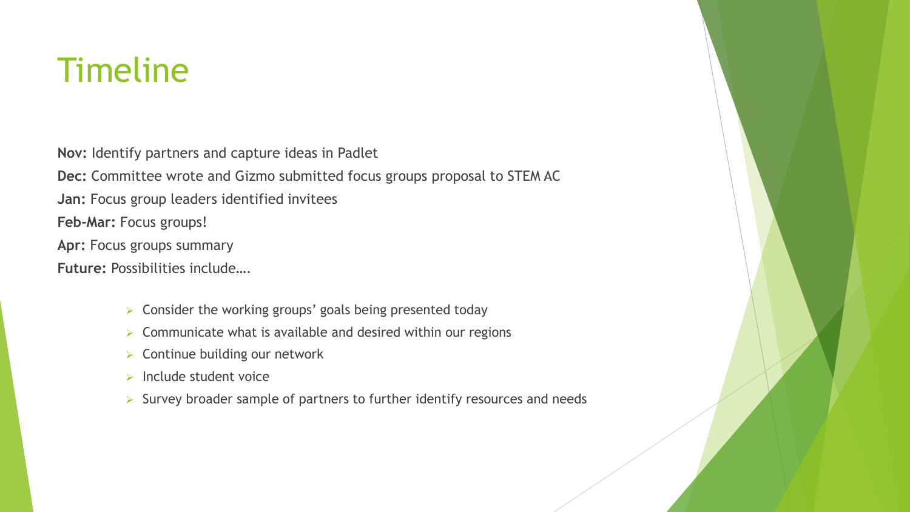# Timeline

**Nov:** Identify partners and capture ideas in Padlet

**Dec:** Committee wrote and Gizmo submitted focus groups proposal to STEM AC

**Jan:** Focus group leaders identified invitees

**Feb-Mar:** Focus groups!

**Apr:** Focus groups summary

**Future:** Possibilities include….

- Consider the working groups' goals being presented today
- Communicate what is available and desired within our regions
- Continue building our network
- Include student voice
- Survey broader sample of partners to further identify resources and needs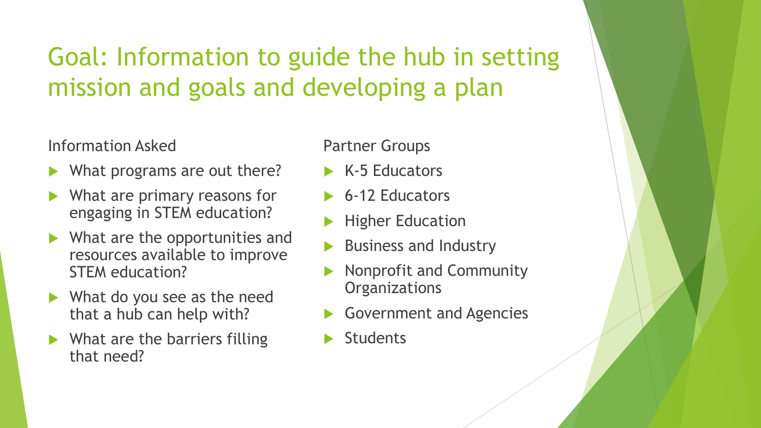# Goal: Information to guide the hub in setting mission and goals and developing a plan

Information Asked

- What programs are out there?
- What are primary reasons for engaging in STEM education?
- What are the opportunities and resources available to improve STEM education?
- What do you see as the need that a hub can help with?
- What are the barriers filling that need?

Partner Groups

- K-5 Educators
- 6-12 Educators
- Higher Education
- Business and Industry
- Nonprofit and Community Organizations
- Government and Agencies
- Students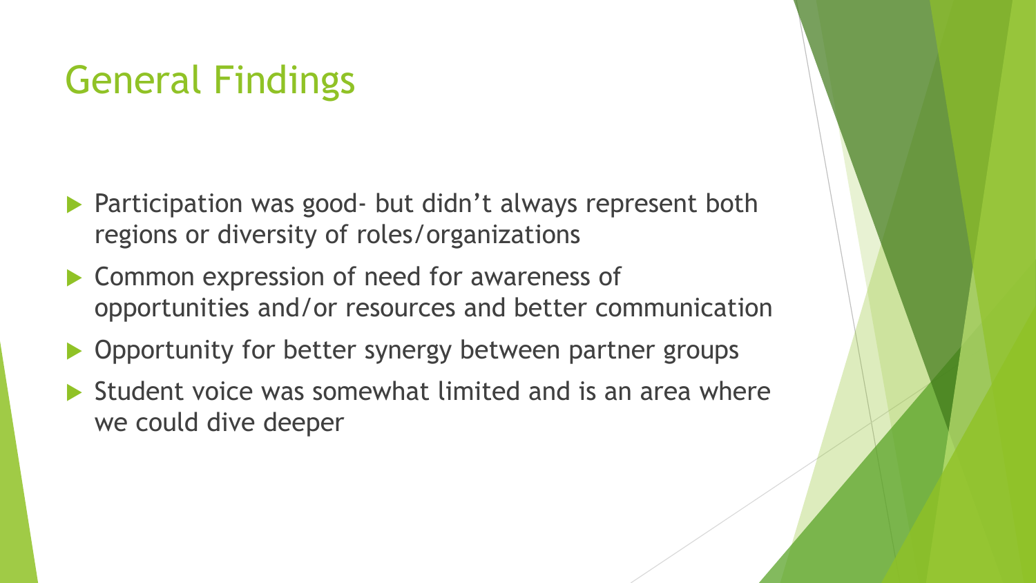# General Findings

- Participation was good- but didn't always represent both regions or diversity of roles/organizations
- Common expression of need for awareness of opportunities and/or resources and better communication
- Opportunity for better synergy between partner groups
- Student voice was somewhat limited and is an area where we could dive deeper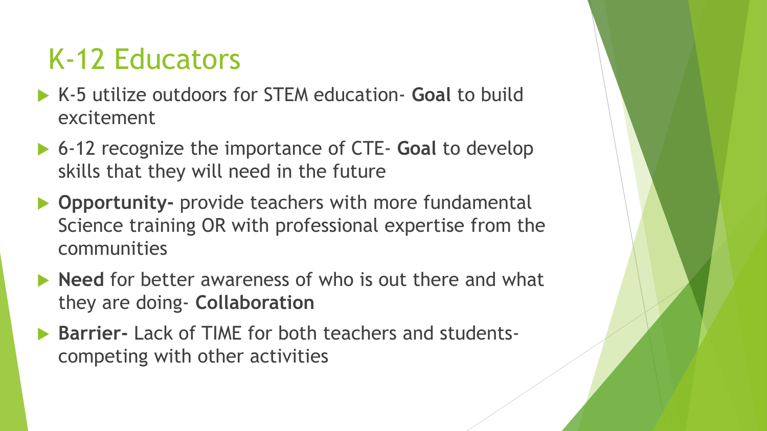# K-12 Educators

- K-5 utilize outdoors for STEM education- **Goal** to build excitement
- 6-12 recognize the importance of CTE- **Goal** to develop skills that they will need in the future
- **Opportunity-** provide teachers with more fundamental Science training OR with professional expertise from the communities
- **Need** for better awareness of who is out there and what they are doing- **Collaboration**
- **Barrier-** Lack of TIME for both teachers and students- competing with other activities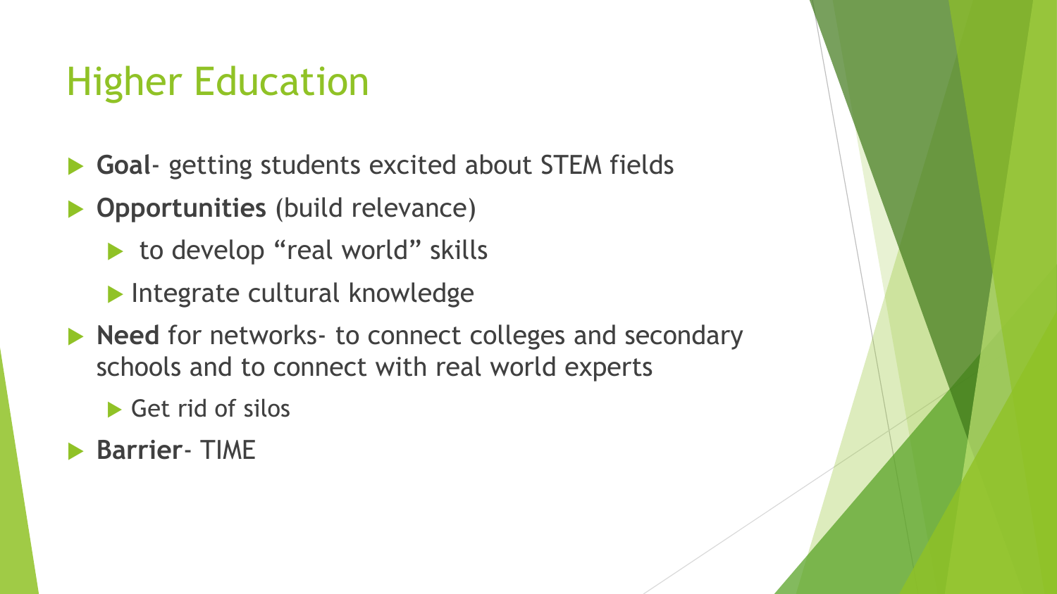# Higher Education

- **Goal**- getting students excited about STEM fields
- **Opportunities** (build relevance)
  - to develop “real world” skills
  - Integrate cultural knowledge
- **Need** for networks- to connect colleges and secondary schools and to connect with real world experts
  - Get rid of silos
- **Barrier**- TIME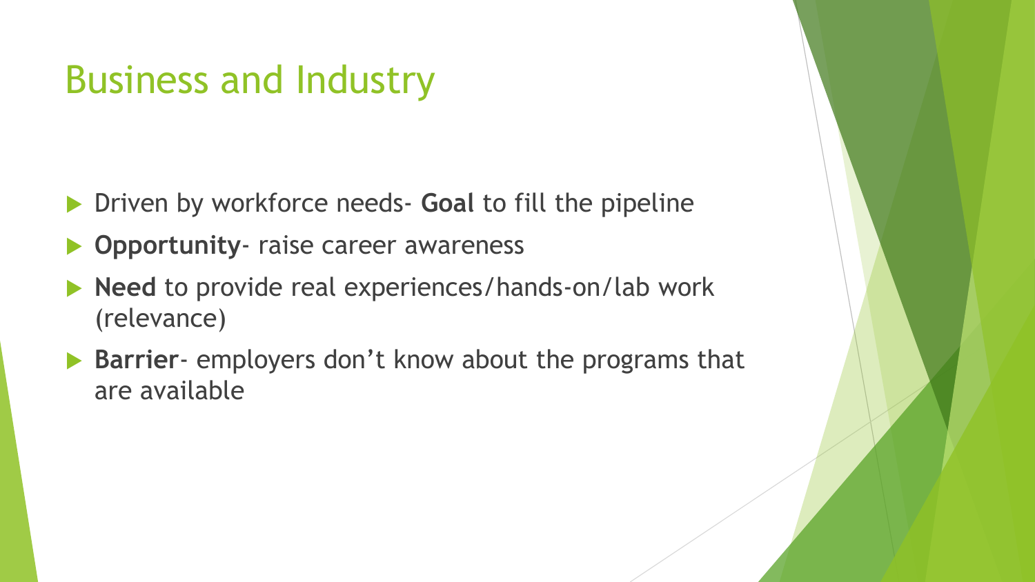# Business and Industry

- Driven by workforce needs- **Goal** to fill the pipeline
- **Opportunity**- raise career awareness
- **Need** to provide real experiences/hands-on/lab work (relevance)
- **Barrier**- employers don’t know about the programs that are available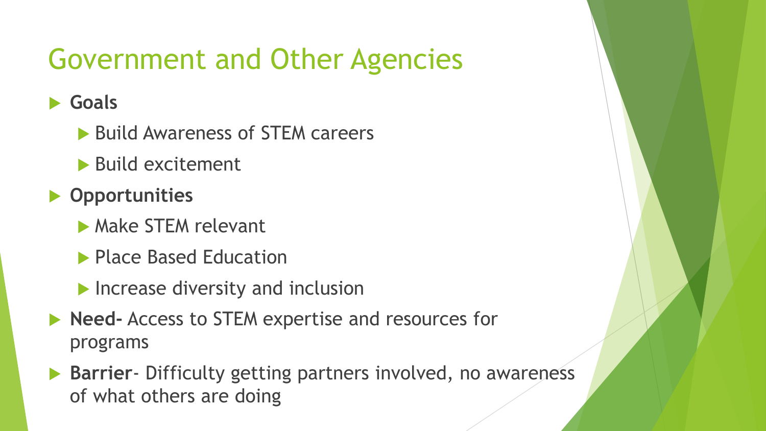# Government and Other Agencies

- **Goals**
  - Build Awareness of STEM careers
  - Build excitement
- **Opportunities**
  - Make STEM relevant
  - Place Based Education
  - Increase diversity and inclusion
- **Need-** Access to STEM expertise and resources for programs
- **Barrier**- Difficulty getting partners involved, no awareness of what others are doing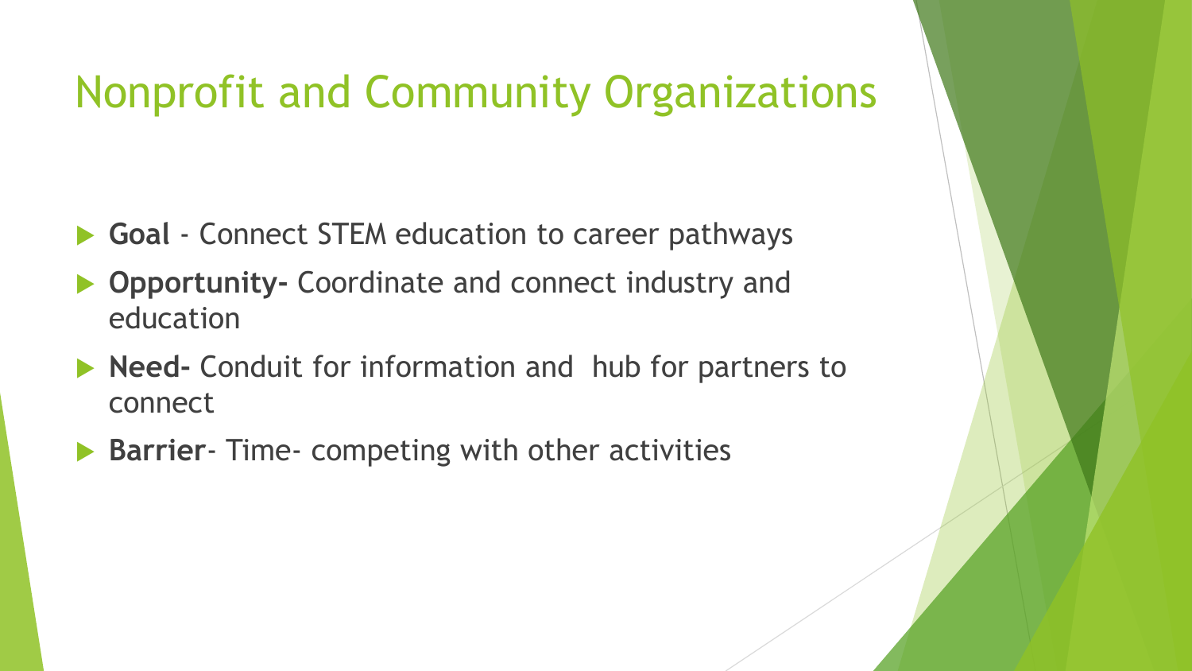# Nonprofit and Community Organizations

- **Goal** - Connect STEM education to career pathways
- **Opportunity-** Coordinate and connect industry and education
- **Need-** Conduit for information and hub for partners to connect
- **Barrier**- Time- competing with other activities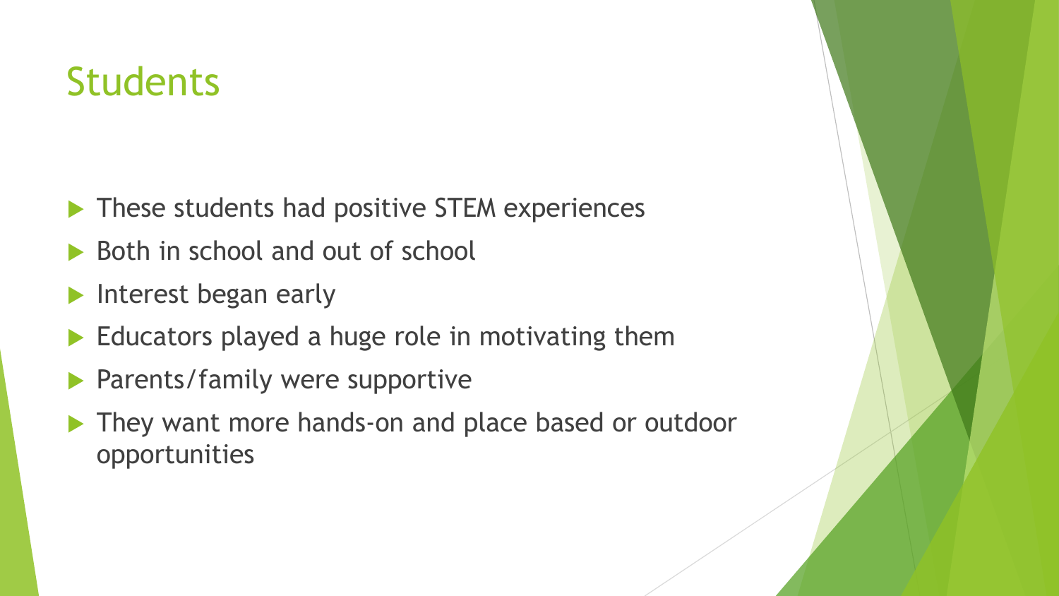# Students

- These students had positive STEM experiences
- Both in school and out of school
- Interest began early
- Educators played a huge role in motivating them
- Parents/family were supportive
- They want more hands-on and place based or outdoor opportunities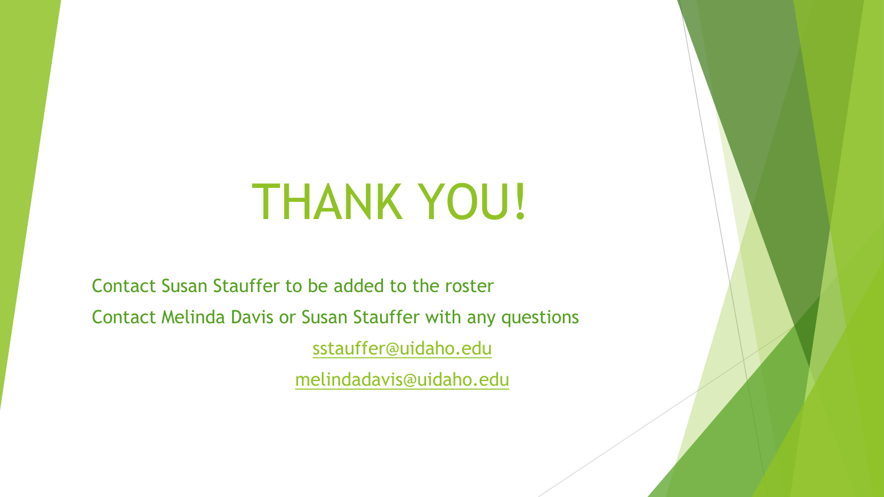# THANK YOU!

Contact Susan Stauffer to be added to the roster

Contact Melinda Davis or Susan Stauffer with any questions

sstauffer@uidaho.edu

melindadavis@uidaho.edu